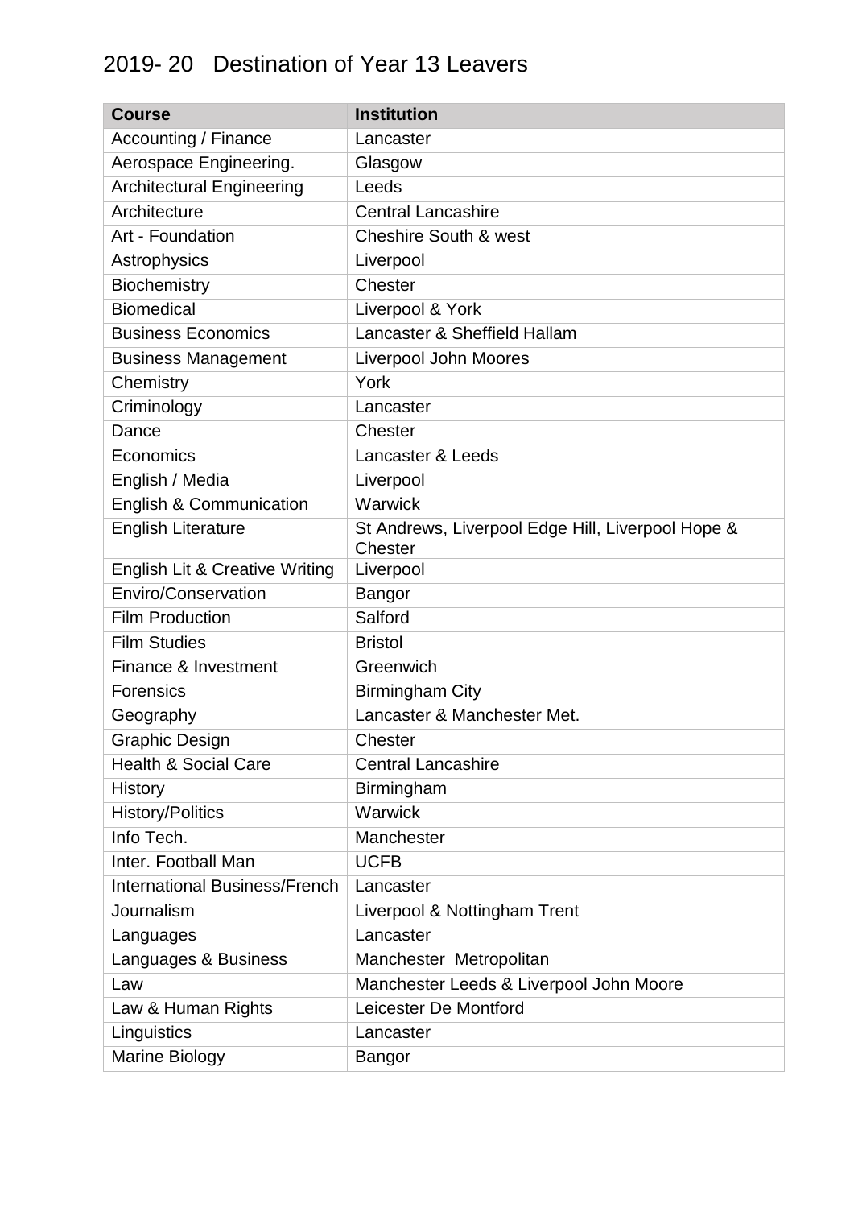# 2019- 20 Destination of Year 13 Leavers

| Course | Institution |
|---|---|
| Accounting / Finance | Lancaster |
| Aerospace Engineering. | Glasgow |
| Architectural Engineering | Leeds |
| Architecture | Central Lancashire |
| Art - Foundation | Cheshire South & west |
| Astrophysics | Liverpool |
| Biochemistry | Chester |
| Biomedical | Liverpool & York |
| Business Economics | Lancaster & Sheffield Hallam |
| Business Management | Liverpool John Moores |
| Chemistry | York |
| Criminology | Lancaster |
| Dance | Chester |
| Economics | Lancaster & Leeds |
| English / Media | Liverpool |
| English & Communication | Warwick |
| English Literature | St Andrews, Liverpool Edge Hill, Liverpool Hope & Chester |
| English Lit & Creative Writing | Liverpool |
| Enviro/Conservation | Bangor |
| Film Production | Salford |
| Film Studies | Bristol |
| Finance & Investment | Greenwich |
| Forensics | Birmingham City |
| Geography | Lancaster & Manchester Met. |
| Graphic Design | Chester |
| Health & Social Care | Central Lancashire |
| History | Birmingham |
| History/Politics | Warwick |
| Info Tech. | Manchester |
| Inter. Football Man | UCFB |
| International Business/French | Lancaster |
| Journalism | Liverpool & Nottingham Trent |
| Languages | Lancaster |
| Languages & Business | Manchester Metropolitan |
| Law | Manchester Leeds & Liverpool John Moore |
| Law & Human Rights | Leicester De Montford |
| Linguistics | Lancaster |
| Marine Biology | Bangor |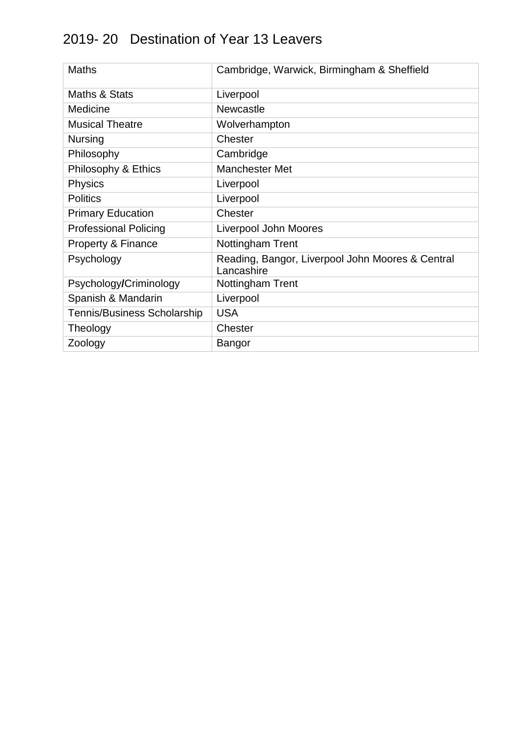## 2019- 20 Destination of Year 13 Leavers

| | |
|---|---|
| Maths | Cambridge, Warwick, Birmingham & Sheffield |
| Maths & Stats | Liverpool |
| Medicine | Newcastle |
| Musical Theatre | Wolverhampton |
| Nursing | Chester |
| Philosophy | Cambridge |
| Philosophy & Ethics | Manchester Met |
| Physics | Liverpool |
| Politics | Liverpool |
| Primary Education | Chester |
| Professional Policing | Liverpool John Moores |
| Property & Finance | Nottingham Trent |
| Psychology | Reading, Bangor, Liverpool John Moores & Central Lancashire |
| Psychology/Criminology | Nottingham Trent |
| Spanish & Mandarin | Liverpool |
| Tennis/Business Scholarship | USA |
| Theology | Chester |
| Zoology | Bangor |